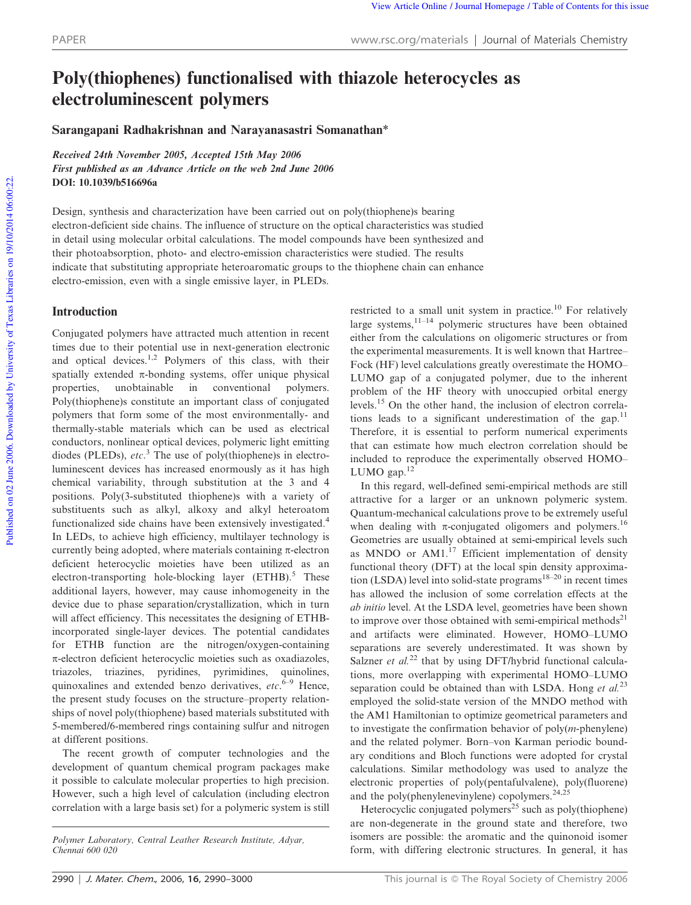# Poly(thiophenes) functionalised with thiazole heterocycles as electroluminescent polymers

**Sarangapani Radhakrishnan and Narayanasastri Somanathan***

*Received 24th November 2005, Accepted 15th May 2006*
*First published as an Advance Article on the web 2nd June 2006*
**DOI: 10.1039/b516696a**

Design, synthesis and characterization have been carried out on poly(thiophene)s bearing electron-deficient side chains. The influence of structure on the optical characteristics was studied in detail using molecular orbital calculations. The model compounds have been synthesized and their photoabsorption, photo- and electro-emission characteristics were studied. The results indicate that substituting appropriate heteroaromatic groups to the thiophene chain can enhance electro-emission, even with a single emissive layer, in PLEDs.

## Introduction

Conjugated polymers have attracted much attention in recent times due to their potential use in next-generation electronic and optical devices.[1,2] Polymers of this class, with their spatially extended π-bonding systems, offer unique physical properties, unobtainable in conventional polymers. Poly(thiophene)s constitute an important class of conjugated polymers that form some of the most environmentally- and thermally-stable materials which can be used as electrical conductors, nonlinear optical devices, polymeric light emitting diodes (PLEDs), *etc*.[3] The use of poly(thiophene)s in electroluminescent devices has increased enormously as it has high chemical variability, through substitution at the 3 and 4 positions. Poly(3-substituted thiophene)s with a variety of substituents such as alkyl, alkoxy and alkyl heteroatom functionalized side chains have been extensively investigated.[4] In LEDs, to achieve high efficiency, multilayer technology is currently being adopted, where materials containing π-electron deficient heterocyclic moieties have been utilized as an electron-transporting hole-blocking layer (ETHB).[5] These additional layers, however, may cause inhomogeneity in the device due to phase separation/crystallization, which in turn will affect efficiency. This necessitates the designing of ETHB-incorporated single-layer devices. The potential candidates for ETHB function are the nitrogen/oxygen-containing π-electron deficient heterocyclic moieties such as oxadiazoles, triazoles, triazines, pyridines, pyrimidines, quinolines, quinoxalines and extended benzo derivatives, *etc*.[6–9] Hence, the present study focuses on the structure–property relationships of novel poly(thiophene) based materials substituted with 5-membered/6-membered rings containing sulfur and nitrogen at different positions.

The recent growth of computer technologies and the development of quantum chemical program packages make it possible to calculate molecular properties to high precision. However, such a high level of calculation (including electron correlation with a large basis set) for a polymeric system is still restricted to a small unit system in practice.[10] For relatively large systems,[11–14] polymeric structures have been obtained either from the calculations on oligomeric structures or from the experimental measurements. It is well known that Hartree–Fock (HF) level calculations greatly overestimate the HOMO–LUMO gap of a conjugated polymer, due to the inherent problem of the HF theory with unoccupied orbital energy levels.[15] On the other hand, the inclusion of electron correlations leads to a significant underestimation of the gap.[11] Therefore, it is essential to perform numerical experiments that can estimate how much electron correlation should be included to reproduce the experimentally observed HOMO–LUMO gap.[12]

In this regard, well-defined semi-empirical methods are still attractive for a larger or an unknown polymeric system. Quantum-mechanical calculations prove to be extremely useful when dealing with π-conjugated oligomers and polymers.[16] Geometries are usually obtained at semi-empirical levels such as MNDO or AM1.[17] Efficient implementation of density functional theory (DFT) at the local spin density approximation (LSDA) level into solid-state programs[18–20] in recent times has allowed the inclusion of some correlation effects at the *ab initio* level. At the LSDA level, geometries have been shown to improve over those obtained with semi-empirical methods[21] and artifacts were eliminated. However, HOMO–LUMO separations are severely underestimated. It was shown by Salzner *et al.*[22] that by using DFT/hybrid functional calculations, more overlapping with experimental HOMO–LUMO separation could be obtained than with LSDA. Hong *et al.*[23] employed the solid-state version of the MNDO method with the AM1 Hamiltonian to optimize geometrical parameters and to investigate the confirmation behavior of poly(*m*-phenylene) and the related polymer. Born–von Karman periodic boundary conditions and Bloch functions were adopted for crystal calculations. Similar methodology was used to analyze the electronic properties of poly(pentafulvalene), poly(fluorene) and the poly(phenylenevinylene) copolymers.[24,25]

Heterocyclic conjugated polymers[25] such as poly(thiophene) are non-degenerate in the ground state and therefore, two isomers are possible: the aromatic and the quinonoid isomer form, with differing electronic structures. In general, it has

*Polymer Laboratory, Central Leather Research Institute, Adyar, Chennai 600 020*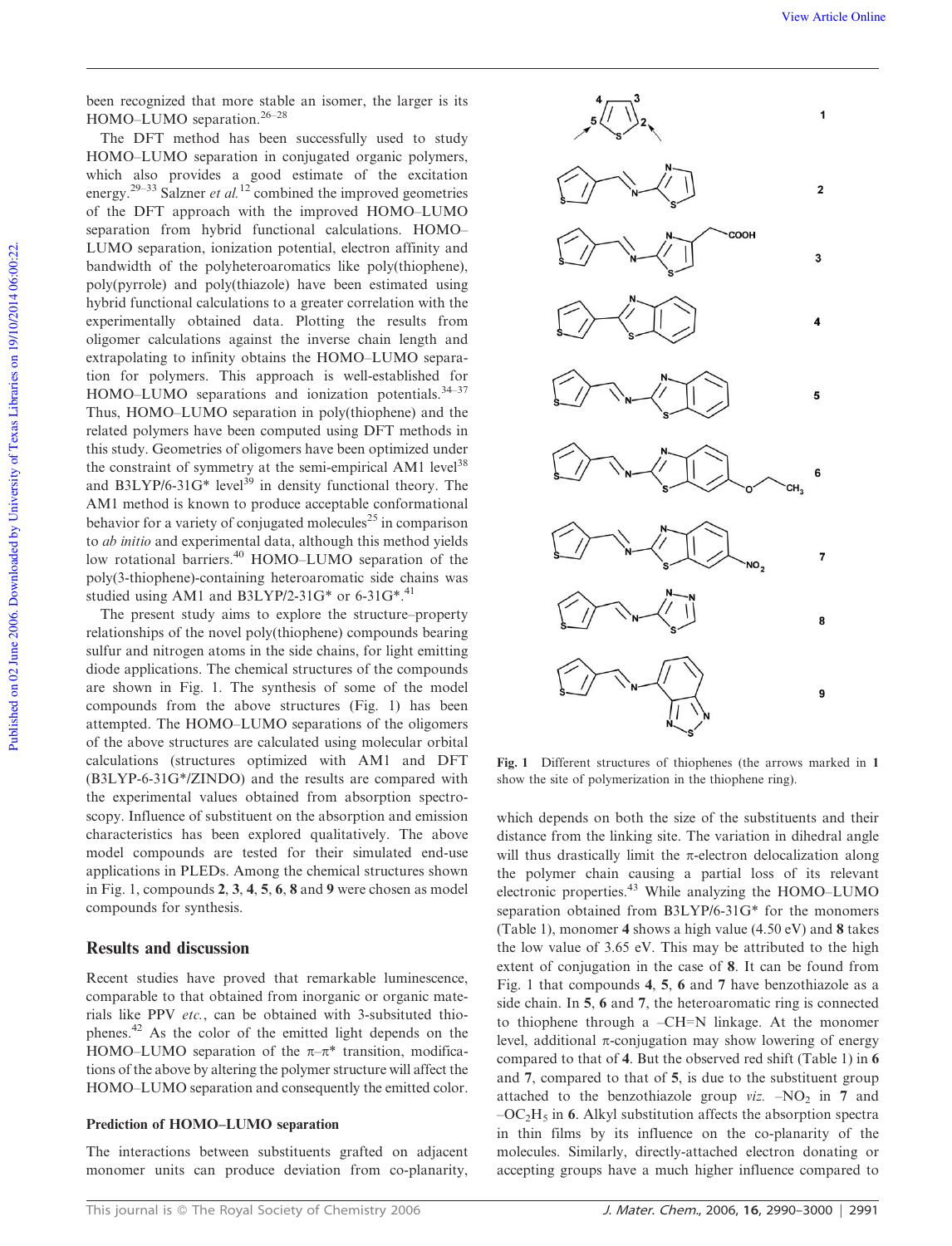been recognized that more stable an isomer, the larger is its HOMO–LUMO separation.[26–28]

The DFT method has been successfully used to study HOMO–LUMO separation in conjugated organic polymers, which also provides a good estimate of the excitation energy.[29–33] Salzner *et al.*[12] combined the improved geometries of the DFT approach with the improved HOMO–LUMO separation from hybrid functional calculations. HOMO–LUMO separation, ionization potential, electron affinity and bandwidth of the polyheteroaromatics like poly(thiophene), poly(pyrrole) and poly(thiazole) have been estimated using hybrid functional calculations to a greater correlation with the experimentally obtained data. Plotting the results from oligomer calculations against the inverse chain length and extrapolating to infinity obtains the HOMO–LUMO separation for polymers. This approach is well-established for HOMO–LUMO separations and ionization potentials.[34–37] Thus, HOMO–LUMO separation in poly(thiophene) and the related polymers have been computed using DFT methods in this study. Geometries of oligomers have been optimized under the constraint of symmetry at the semi-empirical AM1 level[38] and B3LYP/6-31G* level[39] in density functional theory. The AM1 method is known to produce acceptable conformational behavior for a variety of conjugated molecules[25] in comparison to *ab initio* and experimental data, although this method yields low rotational barriers.[40] HOMO–LUMO separation of the poly(3-thiophene)-containing heteroaromatic side chains was studied using AM1 and B3LYP/2-31G* or 6-31G*.[41]

The present study aims to explore the structure–property relationships of the novel poly(thiophene) compounds bearing sulfur and nitrogen atoms in the side chains, for light emitting diode applications. The chemical structures of the compounds are shown in Fig. 1. The synthesis of some of the model compounds from the above structures (Fig. 1) has been attempted. The HOMO–LUMO separations of the oligomers of the above structures are calculated using molecular orbital calculations (structures optimized with AM1 and DFT (B3LYP-6-31G*/ZINDO) and the results are compared with the experimental values obtained from absorption spectroscopy. Influence of substituent on the absorption and emission characteristics has been explored qualitatively. The above model compounds are tested for their simulated end-use applications in PLEDs. Among the chemical structures shown in Fig. 1, compounds **2**, **3**, **4**, **5**, **6**, **8** and **9** were chosen as model compounds for synthesis.

**Fig. 1** Different structures of thiophenes (the arrows marked in **1** show the site of polymerization in the thiophene ring).

## Results and discussion

Recent studies have proved that remarkable luminescence, comparable to that obtained from inorganic or organic materials like PPV *etc.*, can be obtained with 3-subsituted thiophenes.[42] As the color of the emitted light depends on the HOMO–LUMO separation of the π–π* transition, modifications of the above by altering the polymer structure will affect the HOMO–LUMO separation and consequently the emitted color.

### Prediction of HOMO–LUMO separation

The interactions between substituents grafted on adjacent monomer units can produce deviation from co-planarity, which depends on both the size of the substituents and their distance from the linking site. The variation in dihedral angle will thus drastically limit the π-electron delocalization along the polymer chain causing a partial loss of its relevant electronic properties.[43] While analyzing the HOMO–LUMO separation obtained from B3LYP/6-31G* for the monomers (Table 1), monomer **4** shows a high value (4.50 eV) and **8** takes the low value of 3.65 eV. This may be attributed to the high extent of conjugation in the case of **8**. It can be found from Fig. 1 that compounds **4**, **5**, **6** and **7** have benzothiazole as a side chain. In **5**, **6** and **7**, the heteroaromatic ring is connected to thiophene through a –CH=N linkage. At the monomer level, additional π-conjugation may show lowering of energy compared to that of **4**. But the observed red shift (Table 1) in **6** and **7**, compared to that of **5**, is due to the substituent group attached to the benzothiazole group *viz.* $-NO_2$ in **7** and $-OC_2H_5$ in **6**. Alkyl substitution affects the absorption spectra in thin films by its influence on the co-planarity of the molecules. Similarly, directly-attached electron donating or accepting groups have a much higher influence compared to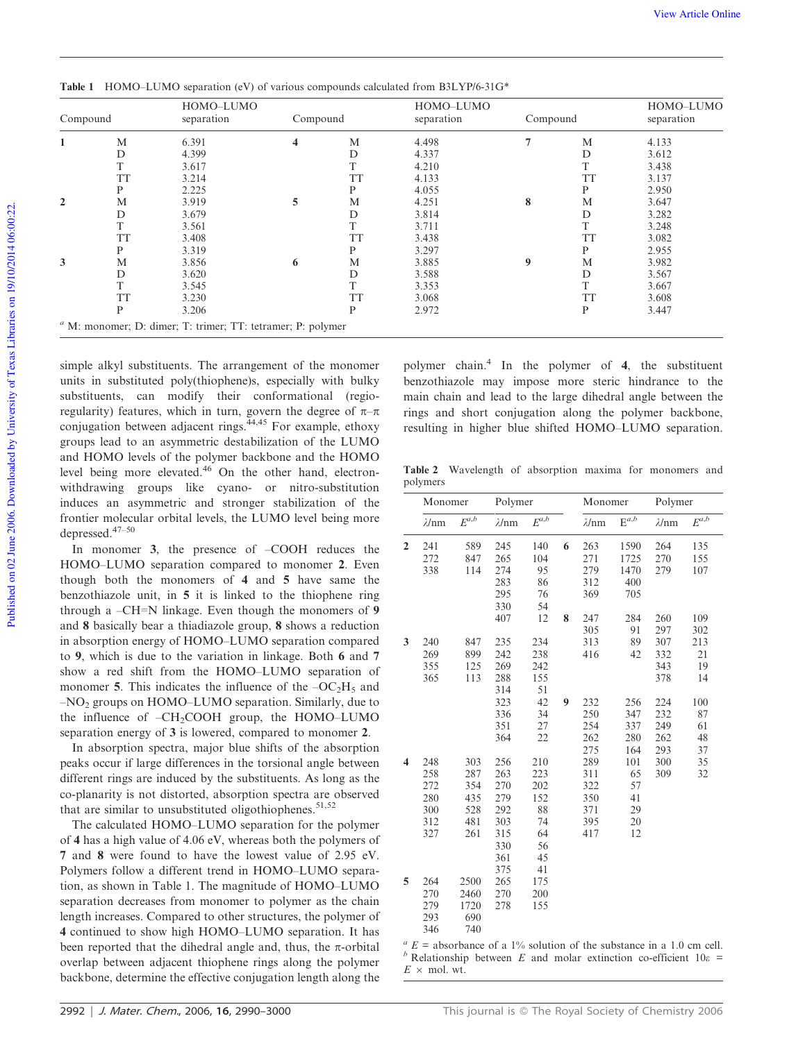**Table 1** HOMO–LUMO separation (eV) of various compounds calculated from B3LYP/6-31G*

| Compound | | HOMO–LUMO separation | Compound | | HOMO–LUMO separation | Compound | | HOMO–LUMO separation |
|---|---|---|---|---|---|---|---|---|
| **1** | M | 6.391 | **4** | M | 4.498 | **7** | M | 4.133 |
| | D | 4.399 | | D | 4.337 | | D | 3.612 |
| | T | 3.617 | | T | 4.210 | | T | 3.438 |
| | TT | 3.214 | | TT | 4.133 | | TT | 3.137 |
| | P | 2.225 | | P | 4.055 | | P | 2.950 |
| **2** | M | 3.919 | **5** | M | 4.251 | **8** | M | 3.647 |
| | D | 3.679 | | D | 3.814 | | D | 3.282 |
| | T | 3.561 | | T | 3.711 | | T | 3.248 |
| | TT | 3.408 | | TT | 3.438 | | TT | 3.082 |
| | P | 3.319 | | P | 3.297 | | P | 2.955 |
| **3** | M | 3.856 | **6** | M | 3.885 | **9** | M | 3.982 |
| | D | 3.620 | | D | 3.588 | | D | 3.567 |
| | T | 3.545 | | T | 3.353 | | T | 3.667 |
| | TT | 3.230 | | TT | 3.068 | | TT | 3.608 |
| | P | 3.206 | | P | 2.972 | | P | 3.447 |

[a] M: monomer; D: dimer; T: trimer; TT: tetramer; P: polymer

simple alkyl substituents. The arrangement of the monomer units in substituted poly(thiophene)s, especially with bulky substituents, can modify their conformational (regio-regularity) features, which in turn, govern the degree of π–π conjugation between adjacent rings.[44,45] For example, ethoxy groups lead to an asymmetric destabilization of the LUMO and HOMO levels of the polymer backbone and the HOMO level being more elevated.[46] On the other hand, electron-withdrawing groups like cyano- or nitro-substitution induces an asymmetric and stronger stabilization of the frontier molecular orbital levels, the LUMO level being more depressed.[47–50]

In monomer **3**, the presence of –COOH reduces the HOMO–LUMO separation compared to monomer **2**. Even though both the monomers of **4** and **5** have same the benzothiazole unit, in **5** it is linked to the thiophene ring through a –CH=N linkage. Even though the monomers of **9** and **8** basically bear a thiadiazole group, **8** shows a reduction in absorption energy of HOMO–LUMO separation compared to **9**, which is due to the variation in linkage. Both **6** and **7** show a red shift from the HOMO–LUMO separation of monomer **5**. This indicates the influence of the $-OC_2H_5$ and $-NO_2$ groups on HOMO–LUMO separation. Similarly, due to the influence of $-CH_2COOH$ group, the HOMO–LUMO separation energy of **3** is lowered, compared to monomer **2**.

In absorption spectra, major blue shifts of the absorption peaks occur if large differences in the torsional angle between different rings are induced by the substituents. As long as the co-planarity is not distorted, absorption spectra are observed that are similar to unsubstituted oligothiophenes.[51,52]

The calculated HOMO–LUMO separation for the polymer of **4** has a high value of 4.06 eV, whereas both the polymers of **7** and **8** were found to have the lowest value of 2.95 eV. Polymers follow a different trend in HOMO–LUMO separation, as shown in Table 1. The magnitude of HOMO–LUMO separation decreases from monomer to polymer as the chain length increases. Compared to other structures, the polymer of **4** continued to show high HOMO–LUMO separation. It has been reported that the dihedral angle and, thus, the π-orbital overlap between adjacent thiophene rings along the polymer backbone, determine the effective conjugation length along the polymer chain.[4] In the polymer of **4**, the substituent benzothiazole may impose more steric hindrance to the main chain and lead to the large dihedral angle between the rings and short conjugation along the polymer backbone, resulting in higher blue shifted HOMO–LUMO separation.

**Table 2** Wavelength of absorption maxima for monomers and polymers

| | Monomer | | Polymer | | | Monomer | | Polymer | |
|---|---|---|---|---|---|---|---|---|---|
| | λ/nm | $E^{a,b}$ | λ/nm | $E^{a,b}$ | | λ/nm | $E^{a,b}$ | λ/nm | $E^{a,b}$ |
| **2** | 241 | 589 | 245 | 140 | **6** | 263 | 1590 | 264 | 135 |
| | 272 | 847 | 265 | 104 | | 271 | 1725 | 270 | 155 |
| | 338 | 114 | 274 | 95 | | 279 | 1470 | 279 | 107 |
| | | | 283 | 86 | | 312 | 400 | | |
| | | | 295 | 76 | | 369 | 705 | | |
| | | | 330 | 54 | | | | | |
| | | | 407 | 12 | **8** | 247 | 284 | 260 | 109 |
| | | | | | | 305 | 91 | 297 | 302 |
| **3** | 240 | 847 | 235 | 234 | | 313 | 89 | 307 | 213 |
| | 269 | 899 | 242 | 238 | | 416 | 42 | 332 | 21 |
| | 355 | 125 | 269 | 242 | | | | 343 | 19 |
| | 365 | 113 | 288 | 155 | | | | 378 | 14 |
| | | | 314 | 51 | | | | | |
| | | | 323 | 42 | **9** | 232 | 256 | 224 | 100 |
| | | | 336 | 34 | | 250 | 347 | 232 | 87 |
| | | | 351 | 27 | | 254 | 337 | 249 | 61 |
| | | | 364 | 22 | | 262 | 280 | 262 | 48 |
| | | | | | | 275 | 164 | 293 | 37 |
| **4** | 248 | 303 | 256 | 210 | | 289 | 101 | 300 | 35 |
| | 258 | 287 | 263 | 223 | | 311 | 65 | 309 | 32 |
| | 272 | 354 | 270 | 202 | | 322 | 57 | | |
| | 280 | 435 | 279 | 152 | | 350 | 41 | | |
| | 300 | 528 | 292 | 88 | | 371 | 29 | | |
| | 312 | 481 | 303 | 74 | | 395 | 20 | | |
| | 327 | 261 | 315 | 64 | | 417 | 12 | | |
| | | | 330 | 56 | | | | | |
| | | | 361 | 45 | | | | | |
| | | | 375 | 41 | | | | | |
| **5** | 264 | 2500 | 265 | 175 | | | | | |
| | 270 | 2460 | 270 | 200 | | | | | |
| | 279 | 1720 | 278 | 155 | | | | | |
| | 293 | 690 | | | | | | | |
| | 346 | 740 | | | | | | | |

[a] $E$ = absorbance of a 1% solution of the substance in a 1.0 cm cell. [b] Relationship between $E$ and molar extinction co-efficient $10\varepsilon = E \times$ mol. wt.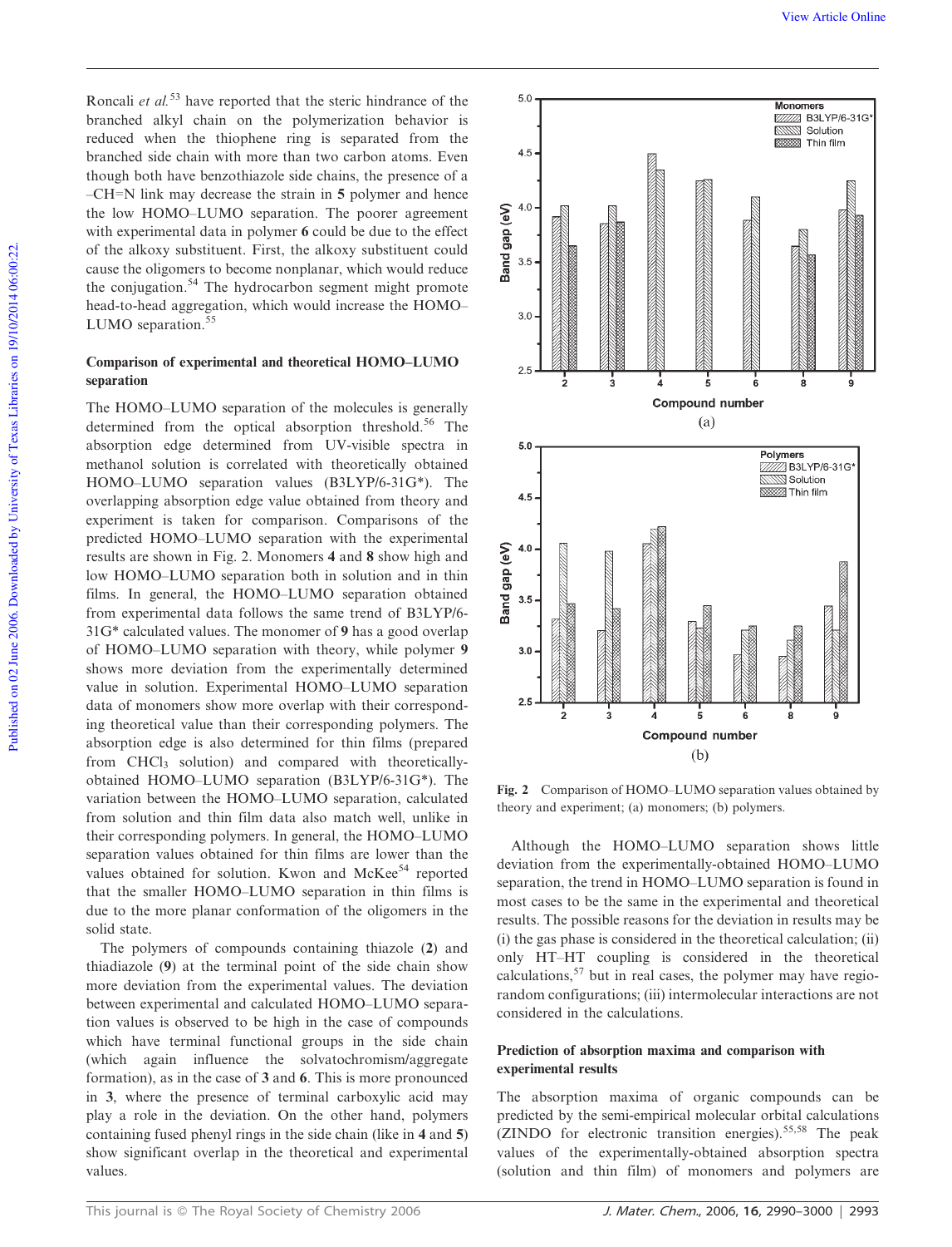Roncali *et al.*[53] have reported that the steric hindrance of the branched alkyl chain on the polymerization behavior is reduced when the thiophene ring is separated from the branched side chain with more than two carbon atoms. Even though both have benzothiazole side chains, the presence of a –CH=N link may decrease the strain in **5** polymer and hence the low HOMO–LUMO separation. The poorer agreement with experimental data in polymer **6** could be due to the effect of the alkoxy substituent. First, the alkoxy substituent could cause the oligomers to become nonplanar, which would reduce the conjugation.[54] The hydrocarbon segment might promote head-to-head aggregation, which would increase the HOMO–LUMO separation.[55]

### Comparison of experimental and theoretical HOMO–LUMO separation

The HOMO–LUMO separation of the molecules is generally determined from the optical absorption threshold.[56] The absorption edge determined from UV-visible spectra in methanol solution is correlated with theoretically obtained HOMO–LUMO separation values (B3LYP/6-31G*). The overlapping absorption edge value obtained from theory and experiment is taken for comparison. Comparisons of the predicted HOMO–LUMO separation with the experimental results are shown in Fig. 2. Monomers **4** and **8** show high and low HOMO–LUMO separation both in solution and in thin films. In general, the HOMO–LUMO separation obtained from experimental data follows the same trend of B3LYP/6-31G* calculated values. The monomer of **9** has a good overlap of HOMO–LUMO separation with theory, while polymer **9** shows more deviation from the experimentally determined value in solution. Experimental HOMO–LUMO separation data of monomers show more overlap with their corresponding theoretical value than their corresponding polymers. The absorption edge is also determined for thin films (prepared from $CHCl_3$ solution) and compared with theoretically-obtained HOMO–LUMO separation (B3LYP/6-31G*). The variation between the HOMO–LUMO separation, calculated from solution and thin film data also match well, unlike in their corresponding polymers. In general, the HOMO–LUMO separation values obtained for thin films are lower than the values obtained for solution. Kwon and McKee[54] reported that the smaller HOMO–LUMO separation in thin films is due to the more planar conformation of the oligomers in the solid state.

The polymers of compounds containing thiazole (**2**) and thiadiazole (**9**) at the terminal point of the side chain show more deviation from the experimental values. The deviation between experimental and calculated HOMO–LUMO separation values is observed to be high in the case of compounds which have terminal functional groups in the side chain (which again influence the solvatochromism/aggregate formation), as in the case of **3** and **6**. This is more pronounced in **3**, where the presence of terminal carboxylic acid may play a role in the deviation. On the other hand, polymers containing fused phenyl rings in the side chain (like in **4** and **5**) show significant overlap in the theoretical and experimental values.

**Fig. 2** Comparison of HOMO–LUMO separation values obtained by theory and experiment; (a) monomers; (b) polymers.

Although the HOMO–LUMO separation shows little deviation from the experimentally-obtained HOMO–LUMO separation, the trend in HOMO–LUMO separation is found in most cases to be the same in the experimental and theoretical results. The possible reasons for the deviation in results may be (i) the gas phase is considered in the theoretical calculation; (ii) only HT–HT coupling is considered in the theoretical calculations,[57] but in real cases, the polymer may have regio-random configurations; (iii) intermolecular interactions are not considered in the calculations.

### Prediction of absorption maxima and comparison with experimental results

The absorption maxima of organic compounds can be predicted by the semi-empirical molecular orbital calculations (ZINDO for electronic transition energies).[55,58] The peak values of the experimentally-obtained absorption spectra (solution and thin film) of monomers and polymers are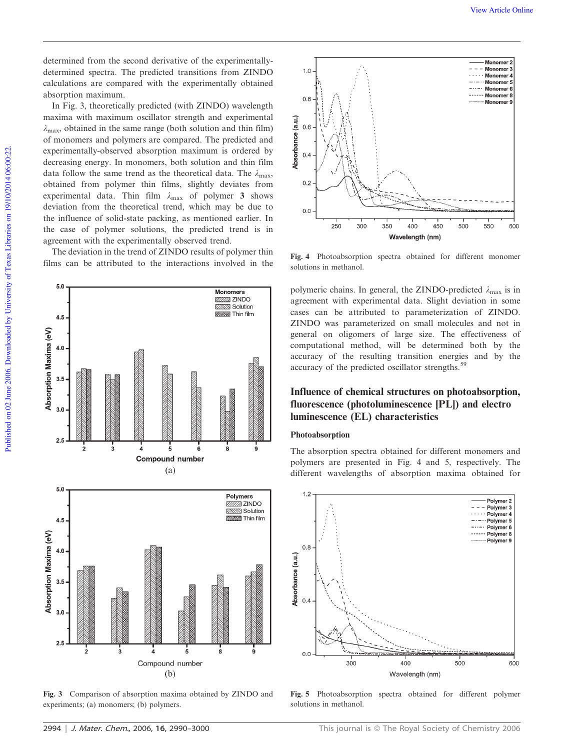determined from the second derivative of the experimentally-determined spectra. The predicted transitions from ZINDO calculations are compared with the experimentally obtained absorption maximum.

In Fig. 3, theoretically predicted (with ZINDO) wavelength maxima with maximum oscillator strength and experimental $\lambda_{max}$, obtained in the same range (both solution and thin film) of monomers and polymers are compared. The predicted and experimentally-observed absorption maximum is ordered by decreasing energy. In monomers, both solution and thin film data follow the same trend as the theoretical data. The $\lambda_{max}$, obtained from polymer thin films, slightly deviates from experimental data. Thin film $\lambda_{max}$ of polymer **3** shows deviation from the theoretical trend, which may be due to the influence of solid-state packing, as mentioned earlier. In the case of polymer solutions, the predicted trend is in agreement with the experimentally observed trend.

The deviation in the trend of ZINDO results of polymer thin films can be attributed to the interactions involved in the polymeric chains. In general, the ZINDO-predicted $\lambda_{max}$ is in agreement with experimental data. Slight deviation in some cases can be attributed to parameterization of ZINDO. ZINDO was parameterized on small molecules and not in general on oligomers of large size. The effectiveness of computational method, will be determined both by the accuracy of the resulting transition energies and by the accuracy of the predicted oscillator strengths.[59]

**Fig. 3** Comparison of absorption maxima obtained by ZINDO and experiments; (a) monomers; (b) polymers.

**Fig. 4** Photoabsorption spectra obtained for different monomer solutions in methanol.

## Influence of chemical structures on photoabsorption, fluorescence (photoluminescence [PL]) and electro luminescence (EL) characteristics

### Photoabsorption

The absorption spectra obtained for different monomers and polymers are presented in Fig. 4 and 5, respectively. The different wavelengths of absorption maxima obtained for

**Fig. 5** Photoabsorption spectra obtained for different polymer solutions in methanol.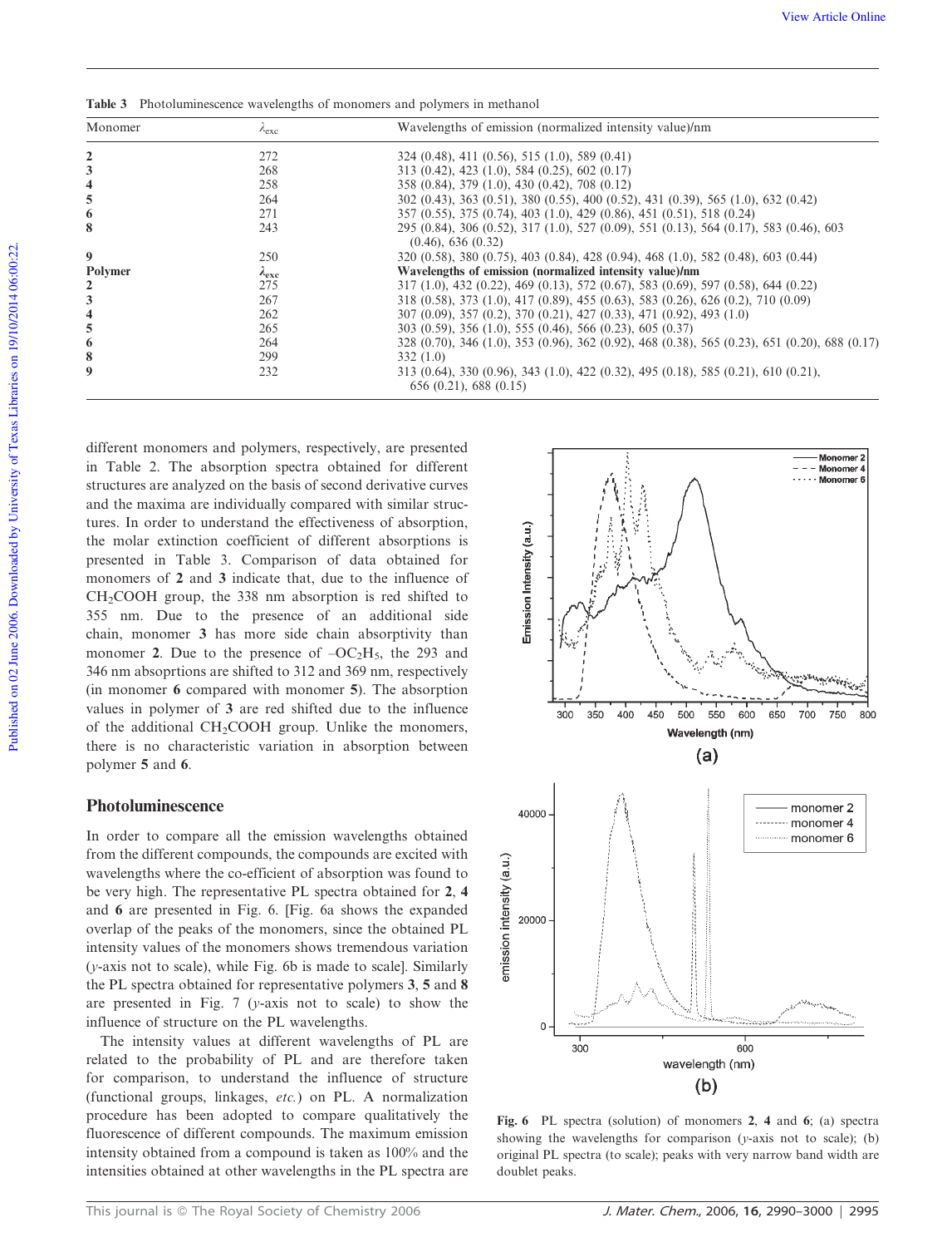**Table 3** Photoluminescence wavelengths of monomers and polymers in methanol

| Monomer | $\lambda_{exc}$ | Wavelengths of emission (normalized intensity value)/nm |
|---|---|---|
| **2** | 272 | 324 (0.48), 411 (0.56), 515 (1.0), 589 (0.41) |
| **3** | 268 | 313 (0.42), 423 (1.0), 584 (0.25), 602 (0.17) |
| **4** | 258 | 358 (0.84), 379 (1.0), 430 (0.42), 708 (0.12) |
| **5** | 264 | 302 (0.43), 363 (0.51), 380 (0.55), 400 (0.52), 431 (0.39), 565 (1.0), 632 (0.42) |
| **6** | 271 | 357 (0.55), 375 (0.74), 403 (1.0), 429 (0.86), 451 (0.51), 518 (0.24) |
| **8** | 243 | 295 (0.84), 306 (0.52), 317 (1.0), 527 (0.09), 551 (0.13), 564 (0.17), 583 (0.46), 603 (0.46), 636 (0.32) |
| **9** | 250 | 320 (0.58), 380 (0.75), 403 (0.84), 428 (0.94), 468 (1.0), 582 (0.48), 603 (0.44) |
| **Polymer** | $\lambda_{exc}$ | **Wavelengths of emission (normalized intensity value)/nm** |
| **2** | 275 | 317 (1.0), 432 (0.22), 469 (0.13), 572 (0.67), 583 (0.69), 597 (0.58), 644 (0.22) |
| **3** | 267 | 318 (0.58), 373 (1.0), 417 (0.89), 455 (0.63), 583 (0.26), 626 (0.2), 710 (0.09) |
| **4** | 262 | 307 (0.09), 357 (0.2), 370 (0.21), 427 (0.33), 471 (0.92), 493 (1.0) |
| **5** | 265 | 303 (0.59), 356 (1.0), 555 (0.46), 566 (0.23), 605 (0.37) |
| **6** | 264 | 328 (0.70), 346 (1.0), 353 (0.96), 362 (0.92), 468 (0.38), 565 (0.23), 651 (0.20), 688 (0.17) |
| **8** | 299 | 332 (1.0) |
| **9** | 232 | 313 (0.64), 330 (0.96), 343 (1.0), 422 (0.32), 495 (0.18), 585 (0.21), 610 (0.21), 656 (0.21), 688 (0.15) |

different monomers and polymers, respectively, are presented in Table 2. The absorption spectra obtained for different structures are analyzed on the basis of second derivative curves and the maxima are individually compared with similar structures. In order to understand the effectiveness of absorption, the molar extinction coefficient of different absorptions is presented in Table 3. Comparison of data obtained for monomers of **2** and **3** indicate that, due to the influence of $CH_2COOH$ group, the 338 nm absorption is red shifted to 355 nm. Due to the presence of an additional side chain, monomer **3** has more side chain absorptivity than monomer **2**. Due to the presence of $-OC_2H_5$, the 293 and 346 nm absoprtions are shifted to 312 and 369 nm, respectively (in monomer **6** compared with monomer **5**). The absorption values in polymer of **3** are red shifted due to the influence of the additional $CH_2COOH$ group. Unlike the monomers, there is no characteristic variation in absorption between polymer **5** and **6**.

## Photoluminescence

In order to compare all the emission wavelengths obtained from the different compounds, the compounds are excited with wavelengths where the co-efficient of absorption was found to be very high. The representative PL spectra obtained for **2**, **4** and **6** are presented in Fig. 6. [Fig. 6a shows the expanded overlap of the peaks of the monomers, since the obtained PL intensity values of the monomers shows tremendous variation (*y*-axis not to scale), while Fig. 6b is made to scale]. Similarly the PL spectra obtained for representative polymers **3**, **5** and **8** are presented in Fig. 7 (*y*-axis not to scale) to show the influence of structure on the PL wavelengths.

The intensity values at different wavelengths of PL are related to the probability of PL and are therefore taken for comparison, to understand the influence of structure (functional groups, linkages, *etc.*) on PL. A normalization procedure has been adopted to compare qualitatively the fluorescence of different compounds. The maximum emission intensity obtained from a compound is taken as 100% and the intensities obtained at other wavelengths in the PL spectra are

**Fig. 6** PL spectra (solution) of monomers **2**, **4** and **6**; (a) spectra showing the wavelengths for comparison (*y*-axis not to scale); (b) original PL spectra (to scale); peaks with very narrow band width are doublet peaks.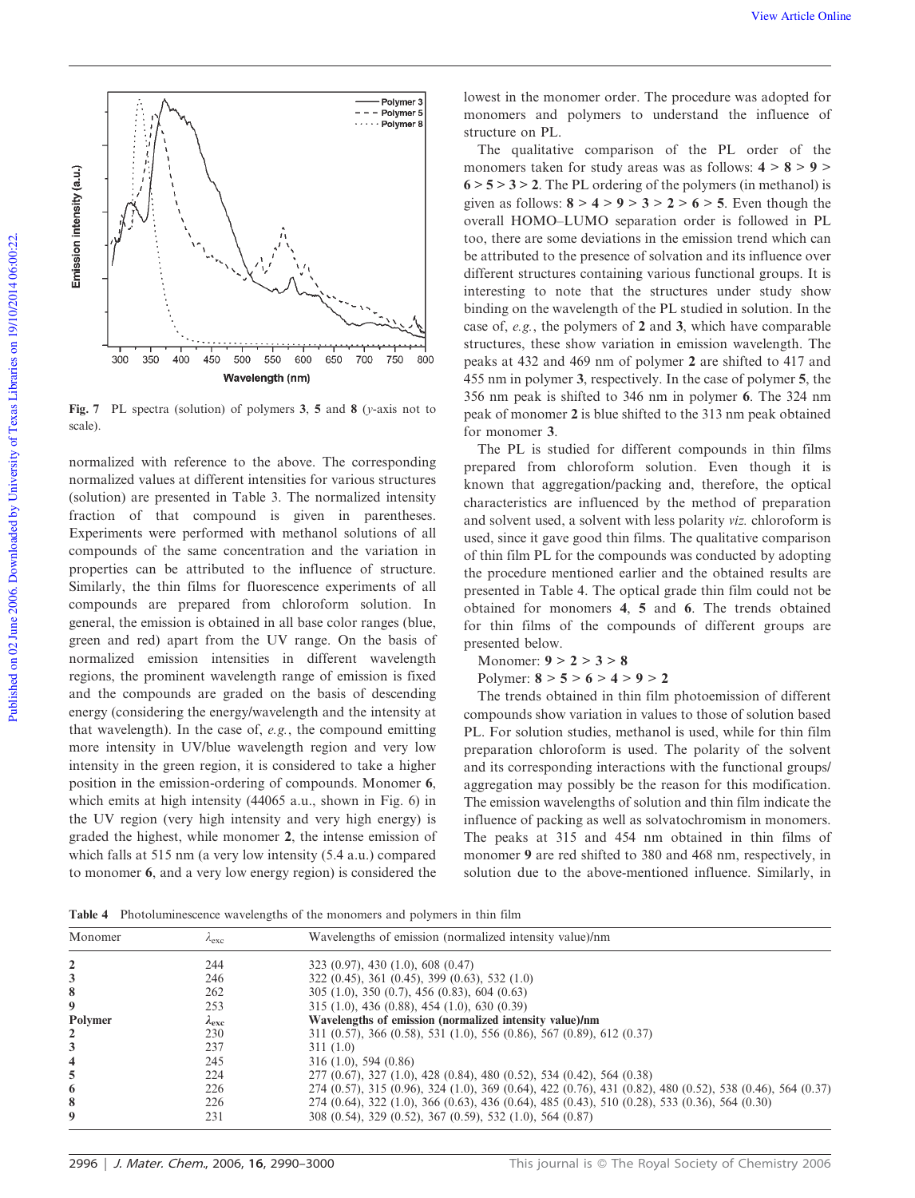Fig. 7 PL spectra (solution) of polymers **3**, **5** and **8** (*y*-axis not to scale).

normalized with reference to the above. The corresponding normalized values at different intensities for various structures (solution) are presented in Table 3. The normalized intensity fraction of that compound is given in parentheses. Experiments were performed with methanol solutions of all compounds of the same concentration and the variation in properties can be attributed to the influence of structure. Similarly, the thin films for fluorescence experiments of all compounds are prepared from chloroform solution. In general, the emission is obtained in all base color ranges (blue, green and red) apart from the UV range. On the basis of normalized emission intensities in different wavelength regions, the prominent wavelength range of emission is fixed and the compounds are graded on the basis of descending energy (considering the energy/wavelength and the intensity at that wavelength). In the case of, *e.g.*, the compound emitting more intensity in UV/blue wavelength region and very low intensity in the green region, it is considered to take a higher position in the emission-ordering of compounds. Monomer **6**, which emits at high intensity (44065 a.u., shown in Fig. 6) in the UV region (very high intensity and very high energy) is graded the highest, while monomer **2**, the intense emission of which falls at 515 nm (a very low intensity (5.4 a.u.) compared to monomer **6**, and a very low energy region) is considered the lowest in the monomer order. The procedure was adopted for monomers and polymers to understand the influence of structure on PL.

The qualitative comparison of the PL order of the monomers taken for study areas was as follows: **4** > **8** > **9** > **6** > **5** > **3** > **2**. The PL ordering of the polymers (in methanol) is given as follows: **8** > **4** > **9** > **3** > **2** > **6** > **5**. Even though the overall HOMO–LUMO separation order is followed in PL too, there are some deviations in the emission trend which can be attributed to the presence of solvation and its influence over different structures containing various functional groups. It is interesting to note that the structures under study show binding on the wavelength of the PL studied in solution. In the case of, *e.g.*, the polymers of **2** and **3**, which have comparable structures, these show variation in emission wavelength. The peaks at 432 and 469 nm of polymer **2** are shifted to 417 and 455 nm in polymer **3**, respectively. In the case of polymer **5**, the 356 nm peak is shifted to 346 nm in polymer **6**. The 324 nm peak of monomer **2** is blue shifted to the 313 nm peak obtained for monomer **3**.

The PL is studied for different compounds in thin films prepared from chloroform solution. Even though it is known that aggregation/packing and, therefore, the optical characteristics are influenced by the method of preparation and solvent used, a solvent with less polarity *viz.* chloroform is used, since it gave good thin films. The qualitative comparison of thin film PL for the compounds was conducted by adopting the procedure mentioned earlier and the obtained results are presented in Table 4. The optical grade thin film could not be obtained for monomers **4**, **5** and **6**. The trends obtained for thin films of the compounds of different groups are presented below.

Monomer: **9** > **2** > **3** > **8**

Polymer: **8** > **5** > **6** > **4** > **9** > **2**

The trends obtained in thin film photoemission of different compounds show variation in values to those of solution based PL. For solution studies, methanol is used, while for thin film preparation chloroform is used. The polarity of the solvent and its corresponding interactions with the functional groups/aggregation may possibly be the reason for this modification. The emission wavelengths of solution and thin film indicate the influence of packing as well as solvatochromism in monomers. The peaks at 315 and 454 nm obtained in thin films of monomer **9** are red shifted to 380 and 468 nm, respectively, in solution due to the above-mentioned influence. Similarly, in

**Table 4** Photoluminescence wavelengths of the monomers and polymers in thin film

| Monomer | $\lambda_{exc}$ | Wavelengths of emission (normalized intensity value)/nm |
|---|---|---|
| **2** | 244 | 323 (0.97), 430 (1.0), 608 (0.47) |
| **3** | 246 | 322 (0.45), 361 (0.45), 399 (0.63), 532 (1.0) |
| **8** | 262 | 305 (1.0), 350 (0.7), 456 (0.83), 604 (0.63) |
| **9** | 253 | 315 (1.0), 436 (0.88), 454 (1.0), 630 (0.39) |
| **Polymer** | $\lambda_{exc}$ | **Wavelengths of emission (normalized intensity value)/nm** |
| **2** | 230 | 311 (0.57), 366 (0.58), 531 (1.0), 556 (0.86), 567 (0.89), 612 (0.37) |
| **3** | 237 | 311 (1.0) |
| **4** | 245 | 316 (1.0), 594 (0.86) |
| **5** | 224 | 277 (0.67), 327 (1.0), 428 (0.84), 480 (0.52), 534 (0.42), 564 (0.38) |
| **6** | 226 | 274 (0.57), 315 (0.96), 324 (1.0), 369 (0.64), 422 (0.76), 431 (0.82), 480 (0.52), 538 (0.46), 564 (0.37) |
| **8** | 226 | 274 (0.64), 322 (1.0), 366 (0.63), 436 (0.64), 485 (0.43), 510 (0.28), 533 (0.36), 564 (0.30) |
| **9** | 231 | 308 (0.54), 329 (0.52), 367 (0.59), 532 (1.0), 564 (0.87) |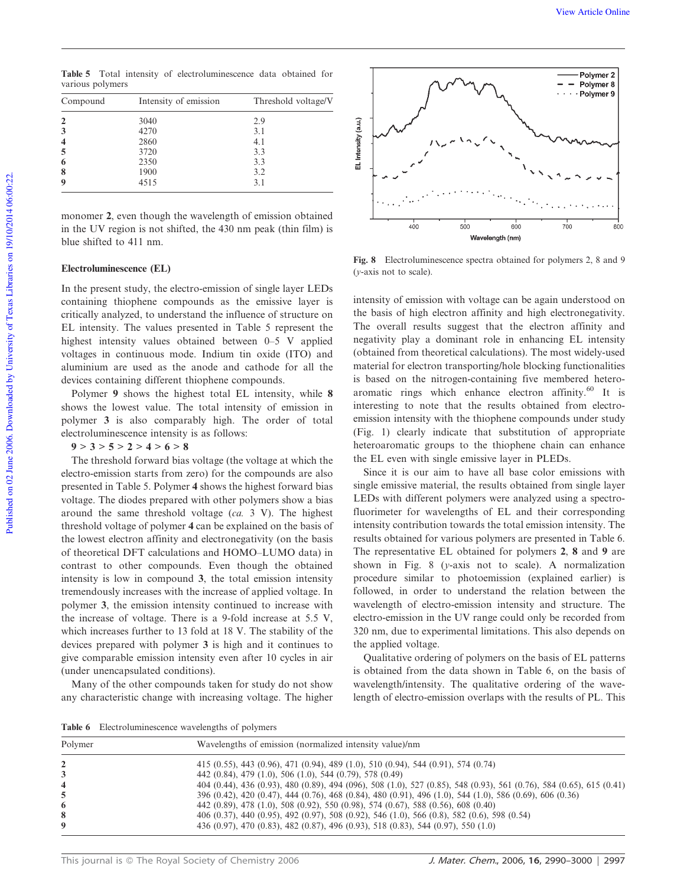**Table 5** Total intensity of electroluminescence data obtained for various polymers

| Compound | Intensity of emission | Threshold voltage/V |
|---|---|---|
| **2** | 3040 | 2.9 |
| **3** | 4270 | 3.1 |
| **4** | 2860 | 4.1 |
| **5** | 3720 | 3.3 |
| **6** | 2350 | 3.3 |
| **8** | 1900 | 3.2 |
| **9** | 4515 | 3.1 |

monomer **2**, even though the wavelength of emission obtained in the UV region is not shifted, the 430 nm peak (thin film) is blue shifted to 411 nm.

## Electroluminescence (EL)

In the present study, the electro-emission of single layer LEDs containing thiophene compounds as the emissive layer is critically analyzed, to understand the influence of structure on EL intensity. The values presented in Table 5 represent the highest intensity values obtained between 0–5 V applied voltages in continuous mode. Indium tin oxide (ITO) and aluminium are used as the anode and cathode for all the devices containing different thiophene compounds.

Polymer **9** shows the highest total EL intensity, while **8** shows the lowest value. The total intensity of emission in polymer **3** is also comparably high. The order of total electroluminescence intensity is as follows:

**9 > 3 > 5 > 2 > 4 > 6 > 8**

The threshold forward bias voltage (the voltage at which the electro-emission starts from zero) for the compounds are also presented in Table 5. Polymer **4** shows the highest forward bias voltage. The diodes prepared with other polymers show a bias around the same threshold voltage (*ca.* 3 V). The highest threshold voltage of polymer **4** can be explained on the basis of the lowest electron affinity and electronegativity (on the basis of theoretical DFT calculations and HOMO–LUMO data) in contrast to other compounds. Even though the obtained intensity is low in compound **3**, the total emission intensity tremendously increases with the increase of applied voltage. In polymer **3**, the emission intensity continued to increase with the increase of voltage. There is a 9-fold increase at 5.5 V, which increases further to 13 fold at 18 V. The stability of the devices prepared with polymer **3** is high and it continues to give comparable emission intensity even after 10 cycles in air (under unencapsulated conditions).

Many of the other compounds taken for study do not show any characteristic change with increasing voltage. The higher intensity of emission with voltage can be again understood on the basis of high electron affinity and high electronegativity. The overall results suggest that the electron affinity and negativity play a dominant role in enhancing EL intensity (obtained from theoretical calculations). The most widely-used material for electron transporting/hole blocking functionalities is based on the nitrogen-containing five membered heteroaromatic rings which enhance electron affinity.[60] It is interesting to note that the results obtained from electro-emission intensity with the thiophene compounds under study (Fig. 1) clearly indicate that substitution of appropriate heteroaromatic groups to the thiophene chain can enhance the EL even with single emissive layer in PLEDs.

**Fig. 8** Electroluminescence spectra obtained for polymers 2, 8 and 9 (*y*-axis not to scale).

Since it is our aim to have all base color emissions with single emissive material, the results obtained from single layer LEDs with different polymers were analyzed using a spectrofluorimeter for wavelengths of EL and their corresponding intensity contribution towards the total emission intensity. The results obtained for various polymers are presented in Table 6. The representative EL obtained for polymers **2**, **8** and **9** are shown in Fig. 8 (*y*-axis not to scale). A normalization procedure similar to photoemission (explained earlier) is followed, in order to understand the relation between the wavelength of electro-emission intensity and structure. The electro-emission in the UV range could only be recorded from 320 nm, due to experimental limitations. This also depends on the applied voltage.

Qualitative ordering of polymers on the basis of EL patterns is obtained from the data shown in Table 6, on the basis of wavelength/intensity. The qualitative ordering of the wavelength of electro-emission overlaps with the results of PL. This

**Table 6** Electroluminescence wavelengths of polymers

| Polymer | Wavelengths of emission (normalized intensity value)/nm |
|---|---|
| **2** | 415 (0.55), 443 (0.96), 471 (0.94), 489 (1.0), 510 (0.94), 544 (0.91), 574 (0.74) |
| **3** | 442 (0.84), 479 (1.0), 506 (1.0), 544 (0.79), 578 (0.49) |
| **4** | 404 (0.44), 436 (0.93), 480 (0.89), 494 (096), 508 (1.0), 527 (0.85), 548 (0.93), 561 (0.76), 584 (0.65), 615 (0.41) |
| **5** | 396 (0.42), 420 (0.47), 444 (0.76), 468 (0.84), 480 (0.91), 496 (1.0), 544 (1.0), 586 (0.69), 606 (0.36) |
| **6** | 442 (0.89), 478 (1.0), 508 (0.92), 550 (0.98), 574 (0.67), 588 (0.56), 608 (0.40) |
| **8** | 406 (0.37), 440 (0.95), 492 (0.97), 508 (0.92), 546 (1.0), 566 (0.8), 582 (0.6), 598 (0.54) |
| **9** | 436 (0.97), 470 (0.83), 482 (0.87), 496 (0.93), 518 (0.83), 544 (0.97), 550 (1.0) |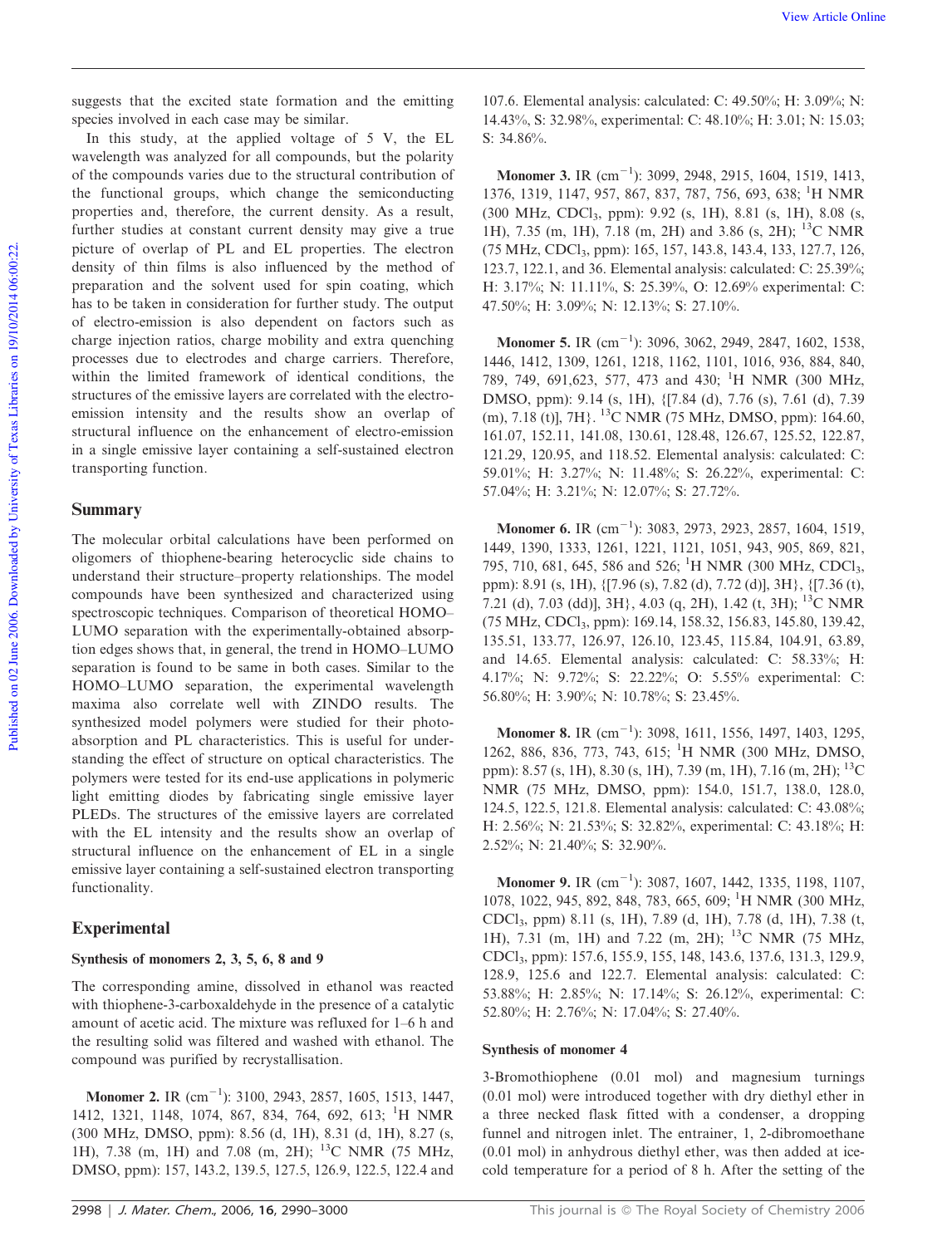suggests that the excited state formation and the emitting species involved in each case may be similar.

In this study, at the applied voltage of 5 V, the EL wavelength was analyzed for all compounds, but the polarity of the compounds varies due to the structural contribution of the functional groups, which change the semiconducting properties and, therefore, the current density. As a result, further studies at constant current density may give a true picture of overlap of PL and EL properties. The electron density of thin films is also influenced by the method of preparation and the solvent used for spin coating, which has to be taken in consideration for further study. The output of electro-emission is also dependent on factors such as charge injection ratios, charge mobility and extra quenching processes due to electrodes and charge carriers. Therefore, within the limited framework of identical conditions, the structures of the emissive layers are correlated with the electro-emission intensity and the results show an overlap of structural influence on the enhancement of electro-emission in a single emissive layer containing a self-sustained electron transporting function.

## Summary

The molecular orbital calculations have been performed on oligomers of thiophene-bearing heterocyclic side chains to understand their structure–property relationships. The model compounds have been synthesized and characterized using spectroscopic techniques. Comparison of theoretical HOMO–LUMO separation with the experimentally-obtained absorption edges shows that, in general, the trend in HOMO–LUMO separation is found to be same in both cases. Similar to the HOMO–LUMO separation, the experimental wavelength maxima also correlate well with ZINDO results. The synthesized model polymers were studied for their photo-absorption and PL characteristics. This is useful for understanding the effect of structure on optical characteristics. The polymers were tested for its end-use applications in polymeric light emitting diodes by fabricating single emissive layer PLEDs. The structures of the emissive layers are correlated with the EL intensity and the results show an overlap of structural influence on the enhancement of EL in a single emissive layer containing a self-sustained electron transporting functionality.

## Experimental

### Synthesis of monomers 2, 3, 5, 6, 8 and 9

The corresponding amine, dissolved in ethanol was reacted with thiophene-3-carboxaldehyde in the presence of a catalytic amount of acetic acid. The mixture was refluxed for 1–6 h and the resulting solid was filtered and washed with ethanol. The compound was purified by recrystallisation.

**Monomer 2.** IR ($cm^{-1}$): 3100, 2943, 2857, 1605, 1513, 1447, 1412, 1321, 1148, 1074, 867, 834, 764, 692, 613; $^{1}$H NMR (300 MHz, DMSO, ppm): 8.56 (d, 1H), 8.31 (d, 1H), 8.27 (s, 1H), 7.38 (m, 1H) and 7.08 (m, 2H); $^{13}$C NMR (75 MHz, DMSO, ppm): 157, 143.2, 139.5, 127.5, 126.9, 122.5, 122.4 and 107.6. Elemental analysis: calculated: C: 49.50%; H: 3.09%; N: 14.43%, S: 32.98%, experimental: C: 48.10%; H: 3.01; N: 15.03; S: 34.86%.

**Monomer 3.** IR ($cm^{-1}$): 3099, 2948, 2915, 1604, 1519, 1413, 1376, 1319, 1147, 957, 867, 837, 787, 756, 693, 638; $^{1}$H NMR (300 MHz, $CDCl_3$, ppm): 9.92 (s, 1H), 8.81 (s, 1H), 8.08 (s, 1H), 7.35 (m, 1H), 7.18 (m, 2H) and 3.86 (s, 2H); $^{13}$C NMR (75 MHz, $CDCl_3$, ppm): 165, 157, 143.8, 143.4, 133, 127.7, 126, 123.7, 122.1, and 36. Elemental analysis: calculated: C: 25.39%; H: 3.17%; N: 11.11%, S: 25.39%, O: 12.69% experimental: C: 47.50%; H: 3.09%; N: 12.13%; S: 27.10%.

**Monomer 5.** IR ($cm^{-1}$): 3096, 3062, 2949, 2847, 1602, 1538, 1446, 1412, 1309, 1261, 1218, 1162, 1101, 1016, 936, 884, 840, 789, 749, 691,623, 577, 473 and 430; $^{1}$H NMR (300 MHz, DMSO, ppm): 9.14 (s, 1H), {[7.84 (d), 7.76 (s), 7.61 (d), 7.39 (m), 7.18 (t)], 7H}. $^{13}$C NMR (75 MHz, DMSO, ppm): 164.60, 161.07, 152.11, 141.08, 130.61, 128.48, 126.67, 125.52, 122.87, 121.29, 120.95, and 118.52. Elemental analysis: calculated: C: 59.01%; H: 3.27%; N: 11.48%; S: 26.22%, experimental: C: 57.04%; H: 3.21%; N: 12.07%; S: 27.72%.

**Monomer 6.** IR ($cm^{-1}$): 3083, 2973, 2923, 2857, 1604, 1519, 1449, 1390, 1333, 1261, 1221, 1121, 1051, 943, 905, 869, 821, 795, 710, 681, 645, 586 and 526; $^{1}$H NMR (300 MHz, $CDCl_3$, ppm): 8.91 (s, 1H), {[7.96 (s), 7.82 (d), 7.72 (d)], 3H}, {[7.36 (t), 7.21 (d), 7.03 (dd)], 3H}, 4.03 (q, 2H), 1.42 (t, 3H); $^{13}$C NMR (75 MHz, $CDCl_3$, ppm): 169.14, 158.32, 156.83, 145.80, 139.42, 135.51, 133.77, 126.97, 126.10, 123.45, 115.84, 104.91, 63.89, and 14.65. Elemental analysis: calculated: C: 58.33%; H: 4.17%; N: 9.72%; S: 22.22%; O: 5.55% experimental: C: 56.80%; H: 3.90%; N: 10.78%; S: 23.45%.

**Monomer 8.** IR ($cm^{-1}$): 3098, 1611, 1556, 1497, 1403, 1295, 1262, 886, 836, 773, 743, 615; $^{1}$H NMR (300 MHz, DMSO, ppm): 8.57 (s, 1H), 8.30 (s, 1H), 7.39 (m, 1H), 7.16 (m, 2H); $^{13}$C NMR (75 MHz, DMSO, ppm): 154.0, 151.7, 138.0, 128.0, 124.5, 122.5, 121.8. Elemental analysis: calculated: C: 43.08%; H: 2.56%; N: 21.53%; S: 32.82%, experimental: C: 43.18%; H: 2.52%; N: 21.40%; S: 32.90%.

**Monomer 9.** IR ($cm^{-1}$): 3087, 1607, 1442, 1335, 1198, 1107, 1078, 1022, 945, 892, 848, 783, 665, 609; $^{1}$H NMR (300 MHz, $CDCl_3$, ppm) 8.11 (s, 1H), 7.89 (d, 1H), 7.78 (d, 1H), 7.38 (t, 1H), 7.31 (m, 1H) and 7.22 (m, 2H); $^{13}$C NMR (75 MHz, $CDCl_3$, ppm): 157.6, 155.9, 155, 148, 143.6, 137.6, 131.3, 129.9, 128.9, 125.6 and 122.7. Elemental analysis: calculated: C: 53.88%; H: 2.85%; N: 17.14%; S: 26.12%, experimental: C: 52.80%; H: 2.76%; N: 17.04%; S: 27.40%.

### Synthesis of monomer 4

3-Bromothiophene (0.01 mol) and magnesium turnings (0.01 mol) were introduced together with dry diethyl ether in a three necked flask fitted with a condenser, a dropping funnel and nitrogen inlet. The entrainer, 1, 2-dibromoethane (0.01 mol) in anhydrous diethyl ether, was then added at ice-cold temperature for a period of 8 h. After the setting of the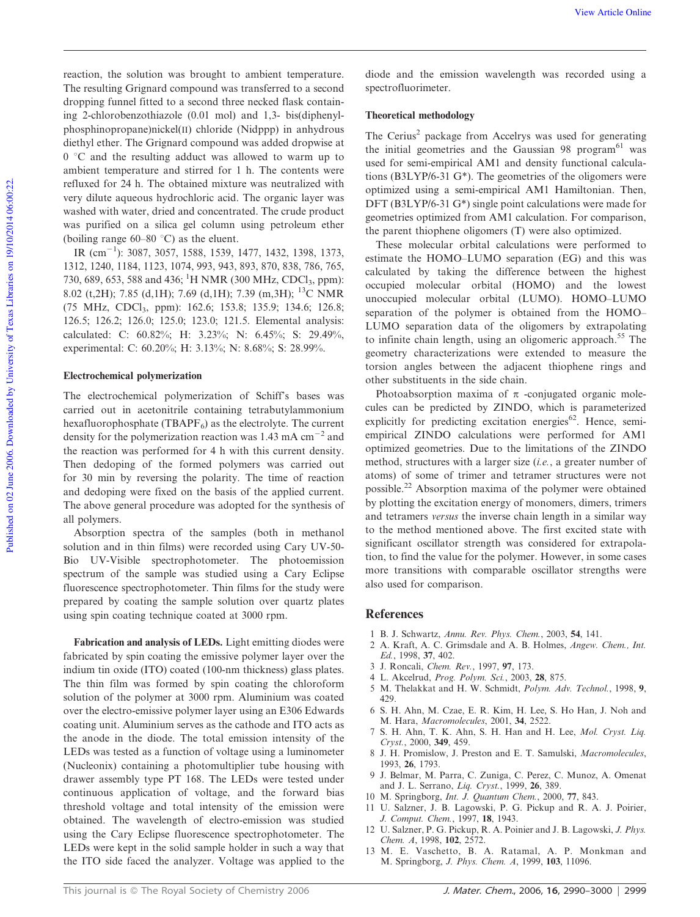reaction, the solution was brought to ambient temperature. The resulting Grignard compound was transferred to a second dropping funnel fitted to a second three necked flask containing 2-chlorobenzothiazole (0.01 mol) and 1,3- bis(diphenylphosphinopropane)nickel(II) chloride (Nidppp) in anhydrous diethyl ether. The Grignard compound was added dropwise at 0 °C and the resulting adduct was allowed to warm up to ambient temperature and stirred for 1 h. The contents were refluxed for 24 h. The obtained mixture was neutralized with very dilute aqueous hydrochloric acid. The organic layer was washed with water, dried and concentrated. The crude product was purified on a silica gel column using petroleum ether (boiling range 60–80 °C) as the eluent.

IR ($cm^{-1}$): 3087, 3057, 1588, 1539, 1477, 1432, 1398, 1373, 1312, 1240, 1184, 1123, 1074, 993, 943, 893, 870, 838, 786, 765, 730, 689, 653, 588 and 436; $^{1}H$ NMR (300 MHz, $CDCl_3$, ppm): 8.02 (t,2H); 7.85 (d,1H); 7.69 (d,1H); 7.39 (m,3H); $^{13}C$ NMR (75 MHz, $CDCl_3$, ppm): 162.6; 153.8; 135.9; 134.6; 126.8; 126.5; 126.2; 126.0; 125.0; 123.0; 121.5. Elemental analysis: calculated: C: 60.82%; H: 3.23%; N: 6.45%; S: 29.49%, experimental: C: 60.20%; H: 3.13%; N: 8.68%; S: 28.99%.

### Electrochemical polymerization

The electrochemical polymerization of Schiff's bases was carried out in acetonitrile containing tetrabutylammonium hexafluorophosphate ($TBAPF_6$) as the electrolyte. The current density for the polymerization reaction was 1.43 mA $cm^{-2}$ and the reaction was performed for 4 h with this current density. Then dedoping of the formed polymers was carried out for 30 min by reversing the polarity. The time of reaction and dedoping were fixed on the basis of the applied current. The above general procedure was adopted for the synthesis of all polymers.

Absorption spectra of the samples (both in methanol solution and in thin films) were recorded using Cary UV-50-Bio UV-Visible spectrophotometer. The photoemission spectrum of the sample was studied using a Cary Eclipse fluorescence spectrophotometer. Thin films for the study were prepared by coating the sample solution over quartz plates using spin coating technique coated at 3000 rpm.

**Fabrication and analysis of LEDs.** Light emitting diodes were fabricated by spin coating the emissive polymer layer over the indium tin oxide (ITO) coated (100-nm thickness) glass plates. The thin film was formed by spin coating the chloroform solution of the polymer at 3000 rpm. Aluminium was coated over the electro-emissive polymer layer using an E306 Edwards coating unit. Aluminium serves as the cathode and ITO acts as the anode in the diode. The total emission intensity of the LEDs was tested as a function of voltage using a luminometer (Nucleonix) containing a photomultiplier tube housing with drawer assembly type PT 168. The LEDs were tested under continuous application of voltage, and the forward bias threshold voltage and total intensity of the emission were obtained. The wavelength of electro-emission was studied using the Cary Eclipse fluorescence spectrophotometer. The LEDs were kept in the solid sample holder in such a way that the ITO side faced the analyzer. Voltage was applied to the diode and the emission wavelength was recorded using a spectrofluorimeter.

### Theoretical methodology

The Cerius[2] package from Accelrys was used for generating the initial geometries and the Gaussian 98 program[61] was used for semi-empirical AM1 and density functional calculations (B3LYP/6-31 G*). The geometries of the oligomers were optimized using a semi-empirical AM1 Hamiltonian. Then, DFT (B3LYP/6-31 G*) single point calculations were made for geometries optimized from AM1 calculation. For comparison, the parent thiophene oligomers (T) were also optimized.

These molecular orbital calculations were performed to estimate the HOMO–LUMO separation (EG) and this was calculated by taking the difference between the highest occupied molecular orbital (HOMO) and the lowest unoccupied molecular orbital (LUMO). HOMO–LUMO separation of the polymer is obtained from the HOMO–LUMO separation data of the oligomers by extrapolating to infinite chain length, using an oligomeric approach.[55] The geometry characterizations were extended to measure the torsion angles between the adjacent thiophene rings and other substituents in the side chain.

Photoabsorption maxima of $\pi$ -conjugated organic molecules can be predicted by ZINDO, which is parameterized explicitly for predicting excitation energies[62]. Hence, semi-empirical ZINDO calculations were performed for AM1 optimized geometries. Due to the limitations of the ZINDO method, structures with a larger size (*i.e.*, a greater number of atoms) of some of trimer and tetramer structures were not possible.[22] Absorption maxima of the polymer were obtained by plotting the excitation energy of monomers, dimers, trimers and tetramers *versus* the inverse chain length in a similar way to the method mentioned above. The first excited state with significant oscillator strength was considered for extrapolation, to find the value for the polymer. However, in some cases more transitions with comparable oscillator strengths were also used for comparison.

## References

1. B. J. Schwartz, *Annu. Rev. Phys. Chem.*, 2003, **54**, 141.
2. A. Kraft, A. C. Grimsdale and A. B. Holmes, *Angew. Chem., Int. Ed.*, 1998, **37**, 402.
3. J. Roncali, *Chem. Rev.*, 1997, **97**, 173.
4. L. Akcelrud, *Prog. Polym. Sci.*, 2003, **28**, 875.
5. M. Thelakkat and H. W. Schmidt, *Polym. Adv. Technol.*, 1998, **9**, 429.
6. S. H. Ahn, M. Czae, E. R. Kim, H. Lee, S. Ho Han, J. Noh and M. Hara, *Macromolecules*, 2001, **34**, 2522.
7. S. H. Ahn, T. K. Ahn, S. H. Han and H. Lee, *Mol. Cryst. Liq. Cryst.*, 2000, **349**, 459.
8. J. H. Promislow, J. Preston and E. T. Samulski, *Macromolecules*, 1993, **26**, 1793.
9. J. Belmar, M. Parra, C. Zuniga, C. Perez, C. Munoz, A. Omenat and J. L. Serrano, *Liq. Cryst.*, 1999, **26**, 389.
10. M. Springborg, *Int. J. Quantum Chem.*, 2000, **77**, 843.
11. U. Salzner, J. B. Lagowski, P. G. Pickup and R. A. J. Poirier, *J. Comput. Chem.*, 1997, **18**, 1943.
12. U. Salzner, P. G. Pickup, R. A. Poinier and J. B. Lagowski, *J. Phys. Chem. A*, 1998, **102**, 2572.
13. M. E. Vaschetto, B. A. Ratamal, A. P. Monkman and M. Springborg, *J. Phys. Chem. A*, 1999, **103**, 11096.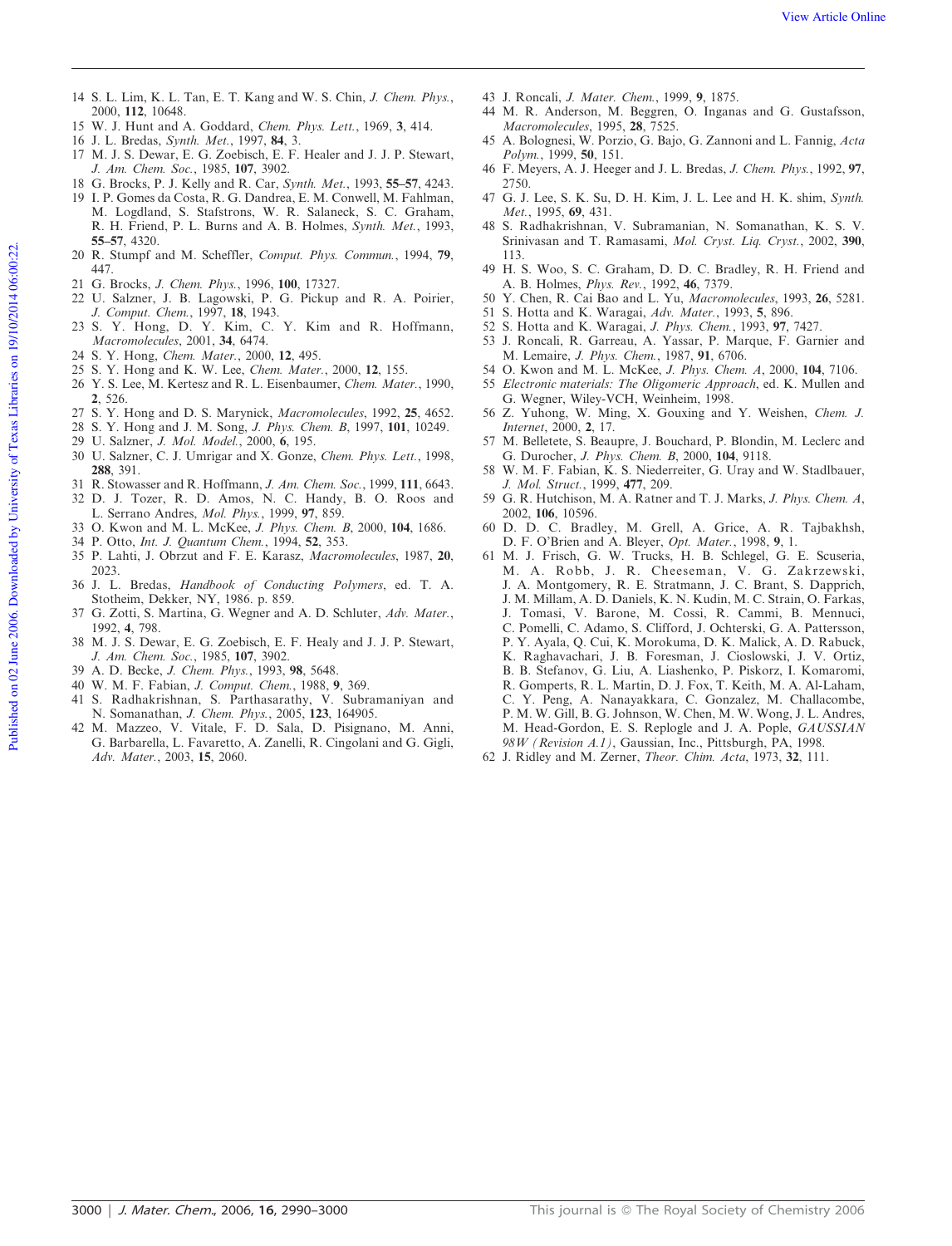14 S. L. Lim, K. L. Tan, E. T. Kang and W. S. Chin, *J. Chem. Phys.*, 2000, **112**, 10648.
15 W. J. Hunt and A. Goddard, *Chem. Phys. Lett.*, 1969, **3**, 414.
16 J. L. Bredas, *Synth. Met.*, 1997, **84**, 3.
17 M. J. S. Dewar, E. G. Zoebisch, E. F. Healer and J. J. P. Stewart, *J. Am. Chem. Soc.*, 1985, **107**, 3902.
18 G. Brocks, P. J. Kelly and R. Car, *Synth. Met.*, 1993, **55–57**, 4243.
19 I. P. Gomes da Costa, R. G. Dandrea, E. M. Conwell, M. Fahlman, M. Logdland, S. Stafstrons, W. R. Salaneck, S. C. Graham, R. H. Friend, P. L. Burns and A. B. Holmes, *Synth. Met.*, 1993, **55–57**, 4320.
20 R. Stumpf and M. Scheffler, *Comput. Phys. Commun.*, 1994, **79**, 447.
21 G. Brocks, *J. Chem. Phys.*, 1996, **100**, 17327.
22 U. Salzner, J. B. Lagowski, P. G. Pickup and R. A. Poirier, *J. Comput. Chem.*, 1997, **18**, 1943.
23 S. Y. Hong, D. Y. Kim, C. Y. Kim and R. Hoffmann, *Macromolecules*, 2001, **34**, 6474.
24 S. Y. Hong, *Chem. Mater.*, 2000, **12**, 495.
25 S. Y. Hong and K. W. Lee, *Chem. Mater.*, 2000, **12**, 155.
26 Y. S. Lee, M. Kertesz and R. L. Eisenbaumer, *Chem. Mater.*, 1990, **2**, 526.
27 S. Y. Hong and D. S. Marynick, *Macromolecules*, 1992, **25**, 4652.
28 S. Y. Hong and J. M. Song, *J. Phys. Chem. B*, 1997, **101**, 10249.
29 U. Salzner, *J. Mol. Model.*, 2000, **6**, 195.
30 U. Salzner, C. J. Umrigar and X. Gonze, *Chem. Phys. Lett.*, 1998, **288**, 391.
31 R. Stowasser and R. Hoffmann, *J. Am. Chem. Soc.*, 1999, **111**, 6643.
32 D. J. Tozer, R. D. Amos, N. C. Handy, B. O. Roos and L. Serrano Andres, *Mol. Phys.*, 1999, **97**, 859.
33 O. Kwon and M. L. McKee, *J. Phys. Chem. B*, 2000, **104**, 1686.
34 P. Otto, *Int. J. Quantum Chem.*, 1994, **52**, 353.
35 P. Lahti, J. Obrzut and F. E. Karasz, *Macromolecules*, 1987, **20**, 2023.
36 J. L. Bredas, *Handbook of Conducting Polymers*, ed. T. A. Stotheim, Dekker, NY, 1986. p. 859.
37 G. Zotti, S. Martina, G. Wegner and A. D. Schluter, *Adv. Mater.*, 1992, **4**, 798.
38 M. J. S. Dewar, E. G. Zoebisch, E. F. Healy and J. J. P. Stewart, *J. Am. Chem. Soc.*, 1985, **107**, 3902.
39 A. D. Becke, *J. Chem. Phys.*, 1993, **98**, 5648.
40 W. M. F. Fabian, *J. Comput. Chem.*, 1988, **9**, 369.
41 S. Radhakrishnan, S. Parthasarathy, V. Subramaniyan and N. Somanathan, *J. Chem. Phys.*, 2005, **123**, 164905.
42 M. Mazzeo, V. Vitale, F. D. Sala, D. Pisignano, M. Anni, G. Barbarella, L. Favaretto, A. Zanelli, R. Cingolani and G. Gigli, *Adv. Mater.*, 2003, **15**, 2060.
43 J. Roncali, *J. Mater. Chem.*, 1999, **9**, 1875.
44 M. R. Anderson, M. Beggren, O. Inganas and G. Gustafsson, *Macromolecules*, 1995, **28**, 7525.
45 A. Bolognesi, W. Porzio, G. Bajo, G. Zannoni and L. Fannig, *Acta Polym.*, 1999, **50**, 151.
46 F. Meyers, A. J. Heeger and J. L. Bredas, *J. Chem. Phys.*, 1992, **97**, 2750.
47 G. J. Lee, S. K. Su, D. H. Kim, J. L. Lee and H. K. shim, *Synth. Met.*, 1995, **69**, 431.
48 S. Radhakrishnan, V. Subramanian, N. Somanathan, K. S. V. Srinivasan and T. Ramasami, *Mol. Cryst. Liq. Cryst.*, 2002, **390**, 113.
49 H. S. Woo, S. C. Graham, D. D. C. Bradley, R. H. Friend and A. B. Holmes, *Phys. Rev.*, 1992, **46**, 7379.
50 Y. Chen, R. Cai Bao and L. Yu, *Macromolecules*, 1993, **26**, 5281.
51 S. Hotta and K. Waragai, *Adv. Mater.*, 1993, **5**, 896.
52 S. Hotta and K. Waragai, *J. Phys. Chem.*, 1993, **97**, 7427.
53 J. Roncali, R. Garreau, A. Yassar, P. Marque, F. Garnier and M. Lemaire, *J. Phys. Chem.*, 1987, **91**, 6706.
54 O. Kwon and M. L. McKee, *J. Phys. Chem. A*, 2000, **104**, 7106.
55 *Electronic materials: The Oligomeric Approach*, ed. K. Mullen and G. Wegner, Wiley-VCH, Weinheim, 1998.
56 Z. Yuhong, W. Ming, X. Gouxing and Y. Weishen, *Chem. J. Internet*, 2000, **2**, 17.
57 M. Belletete, S. Beaupre, J. Bouchard, P. Blondin, M. Leclerc and G. Durocher, *J. Phys. Chem. B*, 2000, **104**, 9118.
58 W. M. F. Fabian, K. S. Niederreiter, G. Uray and W. Stadlbauer, *J. Mol. Struct.*, 1999, **477**, 209.
59 G. R. Hutchison, M. A. Ratner and T. J. Marks, *J. Phys. Chem. A*, 2002, **106**, 10596.
60 D. D. C. Bradley, M. Grell, A. Grice, A. R. Tajbakhsh, D. F. O'Brien and A. Bleyer, *Opt. Mater.*, 1998, **9**, 1.
61 M. J. Frisch, G. W. Trucks, H. B. Schlegel, G. E. Scuseria, M. A. Robb, J. R. Cheeseman, V. G. Zakrzewski, J. A. Montgomery, R. E. Stratmann, J. C. Brant, S. Dapprich, J. M. Millam, A. D. Daniels, K. N. Kudin, M. C. Strain, O. Farkas, J. Tomasi, V. Barone, M. Cossi, R. Cammi, B. Mennuci, C. Pomelli, C. Adamo, S. Clifford, J. Ochterski, G. A. Pattersson, P. Y. Ayala, Q. Cui, K. Morokuma, D. K. Malick, A. D. Rabuck, K. Raghavachari, J. B. Foresman, J. Cioslowski, J. V. Ortiz, B. B. Stefanov, G. Liu, A. Liashenko, P. Piskorz, I. Komaromi, R. Gomperts, R. L. Martin, D. J. Fox, T. Keith, M. A. Al-Laham, C. Y. Peng, A. Nanayakkara, C. Gonzalez, M. Challacombe, P. M. W. Gill, B. G. Johnson, W. Chen, M. W. Wong, J. L. Andres, M. Head-Gordon, E. S. Replogle and J. A. Pople, *GAUSSIAN 98W (Revision A.1)*, Gaussian, Inc., Pittsburgh, PA, 1998.
62 J. Ridley and M. Zerner, *Theor. Chim. Acta*, 1973, **32**, 111.